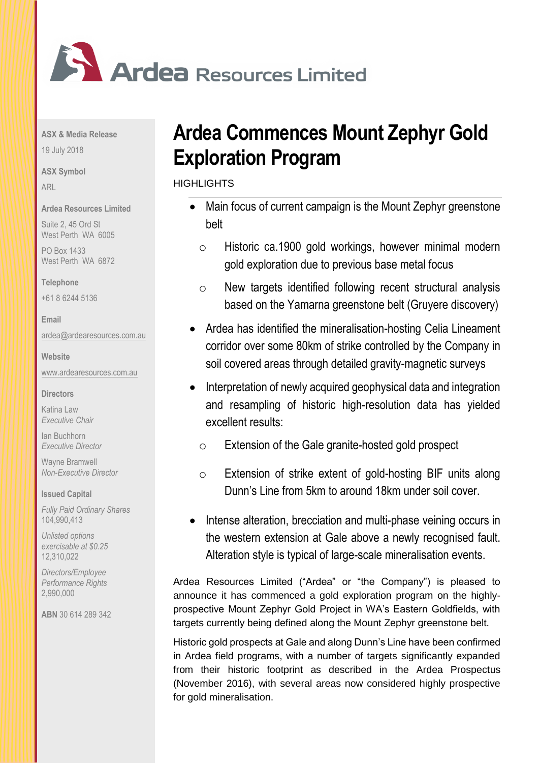# Ardea Resources Limited

**ASX & Media Release**

19 July 2018

**ASX Symbol**

ARL

**Ardea Resources Limited**

Suite 2, 45 Ord St
West Perth WA 6005

PO Box 1433
West Perth WA 6872

**Telephone**

+61 8 6244 5136

**Email**

ardea@ardearesources.com.au

**Website**

www.ardearesources.com.au

**Directors**

Katina Law
*Executive Chair*

Ian Buchhorn
*Executive Director*

Wayne Bramwell
*Non-Executive Director*

**Issued Capital**

*Fully Paid Ordinary Shares*
104,990,413

*Unlisted options exercisable at $0.25*
12,310,022

*Directors/Employee Performance Rights*
2,990,000

**ABN** 30 614 289 342

# Ardea Commences Mount Zephyr Gold Exploration Program

HIGHLIGHTS

- Main focus of current campaign is the Mount Zephyr greenstone belt
  - Historic ca.1900 gold workings, however minimal modern gold exploration due to previous base metal focus
  - New targets identified following recent structural analysis based on the Yamarna greenstone belt (Gruyere discovery)
- Ardea has identified the mineralisation-hosting Celia Lineament corridor over some 80km of strike controlled by the Company in soil covered areas through detailed gravity-magnetic surveys
- Interpretation of newly acquired geophysical data and integration and resampling of historic high-resolution data has yielded excellent results:
  - Extension of the Gale granite-hosted gold prospect
  - Extension of strike extent of gold-hosting BIF units along Dunn's Line from 5km to around 18km under soil cover.
- Intense alteration, brecciation and multi-phase veining occurs in the western extension at Gale above a newly recognised fault. Alteration style is typical of large-scale mineralisation events.

Ardea Resources Limited ("Ardea" or "the Company") is pleased to announce it has commenced a gold exploration program on the highly-prospective Mount Zephyr Gold Project in WA's Eastern Goldfields, with targets currently being defined along the Mount Zephyr greenstone belt.

Historic gold prospects at Gale and along Dunn's Line have been confirmed in Ardea field programs, with a number of targets significantly expanded from their historic footprint as described in the Ardea Prospectus (November 2016), with several areas now considered highly prospective for gold mineralisation.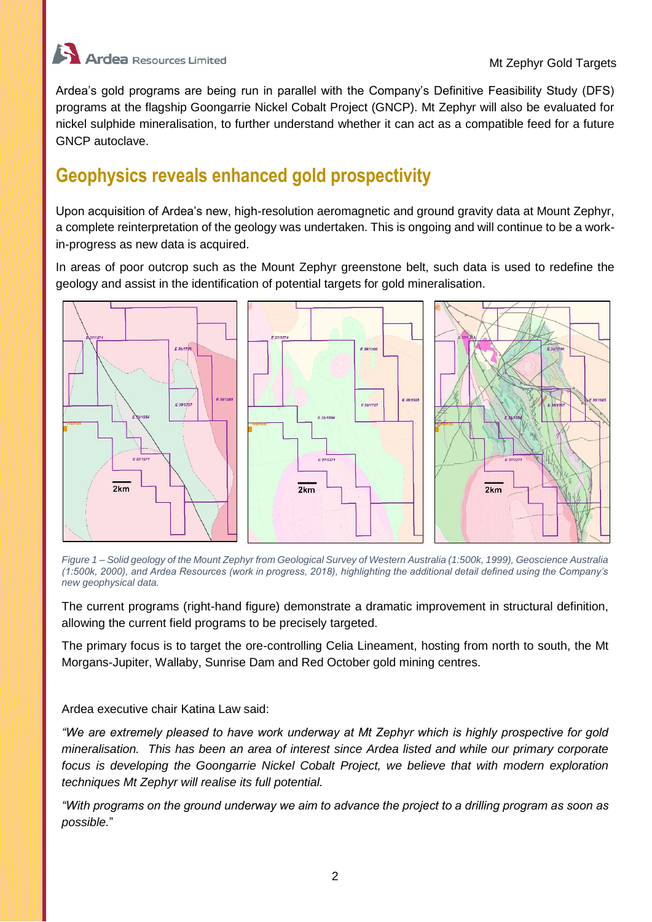Ardea's gold programs are being run in parallel with the Company's Definitive Feasibility Study (DFS) programs at the flagship Goongarrie Nickel Cobalt Project (GNCP). Mt Zephyr will also be evaluated for nickel sulphide mineralisation, to further understand whether it can act as a compatible feed for a future GNCP autoclave.

## Geophysics reveals enhanced gold prospectivity

Upon acquisition of Ardea's new, high-resolution aeromagnetic and ground gravity data at Mount Zephyr, a complete reinterpretation of the geology was undertaken. This is ongoing and will continue to be a work-in-progress as new data is acquired.

In areas of poor outcrop such as the Mount Zephyr greenstone belt, such data is used to redefine the geology and assist in the identification of potential targets for gold mineralisation.

*Figure 1 – Solid geology of the Mount Zephyr from Geological Survey of Western Australia (1:500k, 1999), Geoscience Australia (1:500k, 2000), and Ardea Resources (work in progress, 2018), highlighting the additional detail defined using the Company's new geophysical data.*

The current programs (right-hand figure) demonstrate a dramatic improvement in structural definition, allowing the current field programs to be precisely targeted.

The primary focus is to target the ore-controlling Celia Lineament, hosting from north to south, the Mt Morgans-Jupiter, Wallaby, Sunrise Dam and Red October gold mining centres.

Ardea executive chair Katina Law said:

*"We are extremely pleased to have work underway at Mt Zephyr which is highly prospective for gold mineralisation. This has been an area of interest since Ardea listed and while our primary corporate focus is developing the Goongarrie Nickel Cobalt Project, we believe that with modern exploration techniques Mt Zephyr will realise its full potential.*

*"With programs on the ground underway we aim to advance the project to a drilling program as soon as possible."*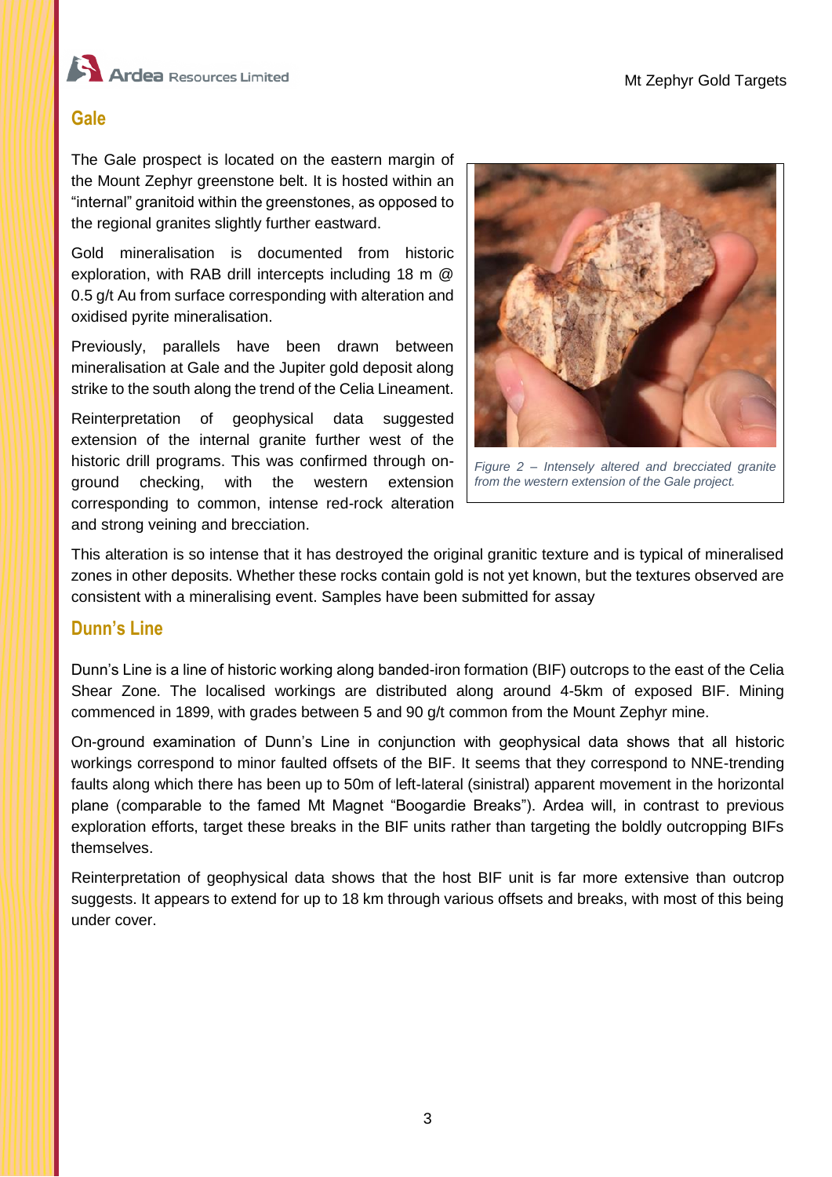## Gale

The Gale prospect is located on the eastern margin of the Mount Zephyr greenstone belt. It is hosted within an "internal" granitoid within the greenstones, as opposed to the regional granites slightly further eastward.

Gold mineralisation is documented from historic exploration, with RAB drill intercepts including 18 m @ 0.5 g/t Au from surface corresponding with alteration and oxidised pyrite mineralisation.

Previously, parallels have been drawn between mineralisation at Gale and the Jupiter gold deposit along strike to the south along the trend of the Celia Lineament.

Reinterpretation of geophysical data suggested extension of the internal granite further west of the historic drill programs. This was confirmed through on-ground checking, with the western extension corresponding to common, intense red-rock alteration and strong veining and brecciation.

*Figure 2 – Intensely altered and brecciated granite from the western extension of the Gale project.*

This alteration is so intense that it has destroyed the original granitic texture and is typical of mineralised zones in other deposits. Whether these rocks contain gold is not yet known, but the textures observed are consistent with a mineralising event. Samples have been submitted for assay

## Dunn's Line

Dunn's Line is a line of historic working along banded-iron formation (BIF) outcrops to the east of the Celia Shear Zone. The localised workings are distributed along around 4-5km of exposed BIF. Mining commenced in 1899, with grades between 5 and 90 g/t common from the Mount Zephyr mine.

On-ground examination of Dunn's Line in conjunction with geophysical data shows that all historic workings correspond to minor faulted offsets of the BIF. It seems that they correspond to NNE-trending faults along which there has been up to 50m of left-lateral (sinistral) apparent movement in the horizontal plane (comparable to the famed Mt Magnet "Boogardie Breaks"). Ardea will, in contrast to previous exploration efforts, target these breaks in the BIF units rather than targeting the boldly outcropping BIFs themselves.

Reinterpretation of geophysical data shows that the host BIF unit is far more extensive than outcrop suggests. It appears to extend for up to 18 km through various offsets and breaks, with most of this being under cover.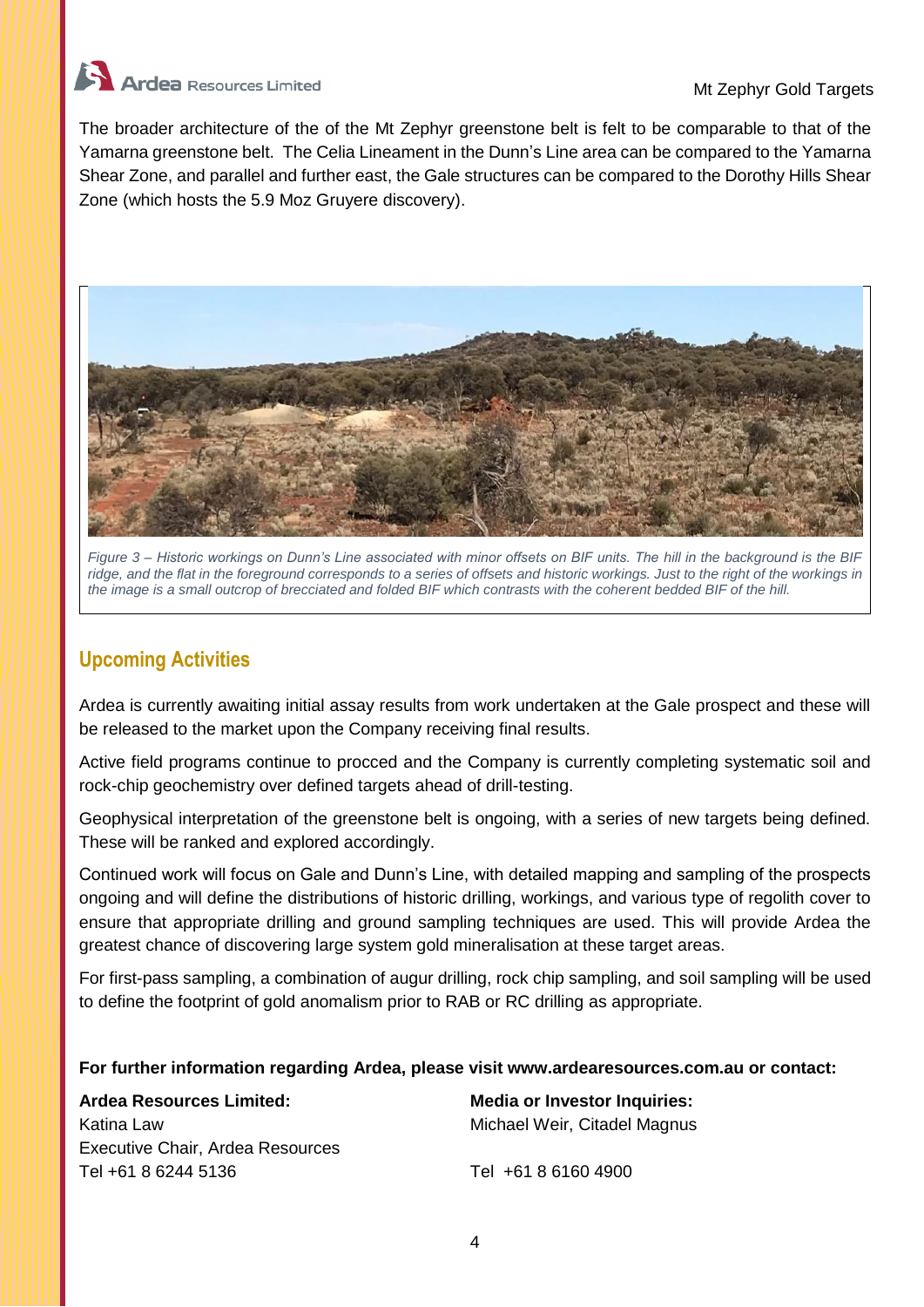The broader architecture of the of the Mt Zephyr greenstone belt is felt to be comparable to that of the Yamarna greenstone belt. The Celia Lineament in the Dunn's Line area can be compared to the Yamarna Shear Zone, and parallel and further east, the Gale structures can be compared to the Dorothy Hills Shear Zone (which hosts the 5.9 Moz Gruyere discovery).

*Figure 3 – Historic workings on Dunn's Line associated with minor offsets on BIF units. The hill in the background is the BIF ridge, and the flat in the foreground corresponds to a series of offsets and historic workings. Just to the right of the workings in the image is a small outcrop of brecciated and folded BIF which contrasts with the coherent bedded BIF of the hill.*

## Upcoming Activities

Ardea is currently awaiting initial assay results from work undertaken at the Gale prospect and these will be released to the market upon the Company receiving final results.

Active field programs continue to procced and the Company is currently completing systematic soil and rock-chip geochemistry over defined targets ahead of drill-testing.

Geophysical interpretation of the greenstone belt is ongoing, with a series of new targets being defined. These will be ranked and explored accordingly.

Continued work will focus on Gale and Dunn's Line, with detailed mapping and sampling of the prospects ongoing and will define the distributions of historic drilling, workings, and various type of regolith cover to ensure that appropriate drilling and ground sampling techniques are used. This will provide Ardea the greatest chance of discovering large system gold mineralisation at these target areas.

For first-pass sampling, a combination of augur drilling, rock chip sampling, and soil sampling will be used to define the footprint of gold anomalism prior to RAB or RC drilling as appropriate.

**For further information regarding Ardea, please visit www.ardearesources.com.au or contact:**

**Ardea Resources Limited:**
Katina Law
Executive Chair, Ardea Resources
Tel +61 8 6244 5136

**Media or Investor Inquiries:**
Michael Weir, Citadel Magnus

Tel +61 8 6160 4900